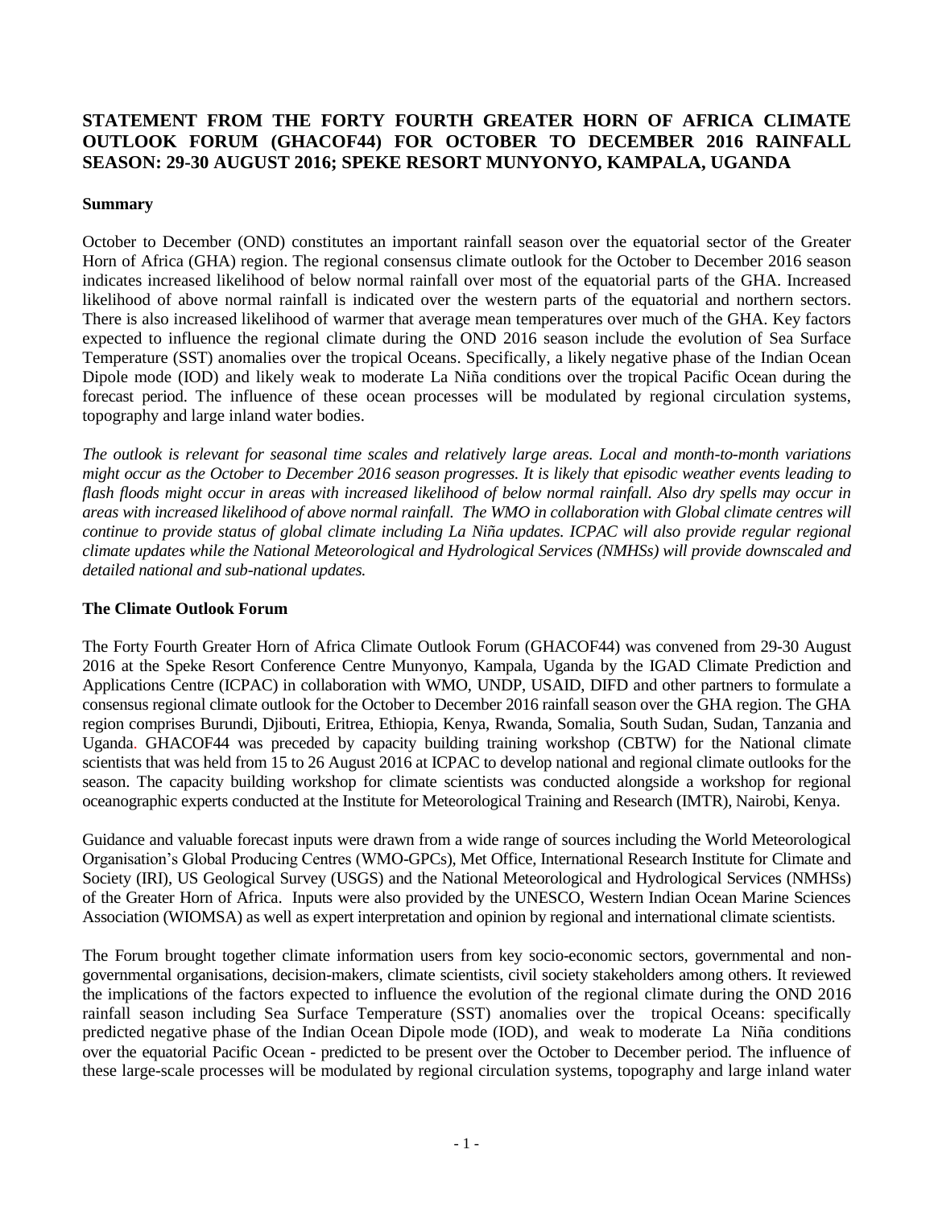# STATEMENT FROM THE FORTY FOURTH GREATER HORN OF AFRICA CLIMATE OUTLOOK FORUM (GHACOF44) FOR OCTOBER TO DECEMBER 2016 RAINFALL SEASON: 29-30 AUGUST 2016; SPEKE RESORT MUNYONYO, KAMPALA, UGANDA

## Summary

October to December (OND) constitutes an important rainfall season over the equatorial sector of the Greater Horn of Africa (GHA) region. The regional consensus climate outlook for the October to December 2016 season indicates increased likelihood of below normal rainfall over most of the equatorial parts of the GHA. Increased likelihood of above normal rainfall is indicated over the western parts of the equatorial and northern sectors. There is also increased likelihood of warmer that average mean temperatures over much of the GHA. Key factors expected to influence the regional climate during the OND 2016 season include the evolution of Sea Surface Temperature (SST) anomalies over the tropical Oceans. Specifically, a likely negative phase of the Indian Ocean Dipole mode (IOD) and likely weak to moderate La Niña conditions over the tropical Pacific Ocean during the forecast period. The influence of these ocean processes will be modulated by regional circulation systems, topography and large inland water bodies.

*The outlook is relevant for seasonal time scales and relatively large areas. Local and month-to-month variations might occur as the October to December 2016 season progresses. It is likely that episodic weather events leading to flash floods might occur in areas with increased likelihood of below normal rainfall. Also dry spells may occur in areas with increased likelihood of above normal rainfall. The WMO in collaboration with Global climate centres will continue to provide status of global climate including La Niña updates. ICPAC will also provide regular regional climate updates while the National Meteorological and Hydrological Services (NMHSs) will provide downscaled and detailed national and sub-national updates.*

## The Climate Outlook Forum

The Forty Fourth Greater Horn of Africa Climate Outlook Forum (GHACOF44) was convened from 29-30 August 2016 at the Speke Resort Conference Centre Munyonyo, Kampala, Uganda by the IGAD Climate Prediction and Applications Centre (ICPAC) in collaboration with WMO, UNDP, USAID, DIFD and other partners to formulate a consensus regional climate outlook for the October to December 2016 rainfall season over the GHA region. The GHA region comprises Burundi, Djibouti, Eritrea, Ethiopia, Kenya, Rwanda, Somalia, South Sudan, Sudan, Tanzania and Uganda. GHACOF44 was preceded by capacity building training workshop (CBTW) for the National climate scientists that was held from 15 to 26 August 2016 at ICPAC to develop national and regional climate outlooks for the season. The capacity building workshop for climate scientists was conducted alongside a workshop for regional oceanographic experts conducted at the Institute for Meteorological Training and Research (IMTR), Nairobi, Kenya.

Guidance and valuable forecast inputs were drawn from a wide range of sources including the World Meteorological Organisation's Global Producing Centres (WMO-GPCs), Met Office, International Research Institute for Climate and Society (IRI), US Geological Survey (USGS) and the National Meteorological and Hydrological Services (NMHSs) of the Greater Horn of Africa. Inputs were also provided by the UNESCO, Western Indian Ocean Marine Sciences Association (WIOMSA) as well as expert interpretation and opinion by regional and international climate scientists.

The Forum brought together climate information users from key socio-economic sectors, governmental and non-governmental organisations, decision-makers, climate scientists, civil society stakeholders among others. It reviewed the implications of the factors expected to influence the evolution of the regional climate during the OND 2016 rainfall season including Sea Surface Temperature (SST) anomalies over the tropical Oceans: specifically predicted negative phase of the Indian Ocean Dipole mode (IOD), and weak to moderate La Niña conditions over the equatorial Pacific Ocean - predicted to be present over the October to December period. The influence of these large-scale processes will be modulated by regional circulation systems, topography and large inland water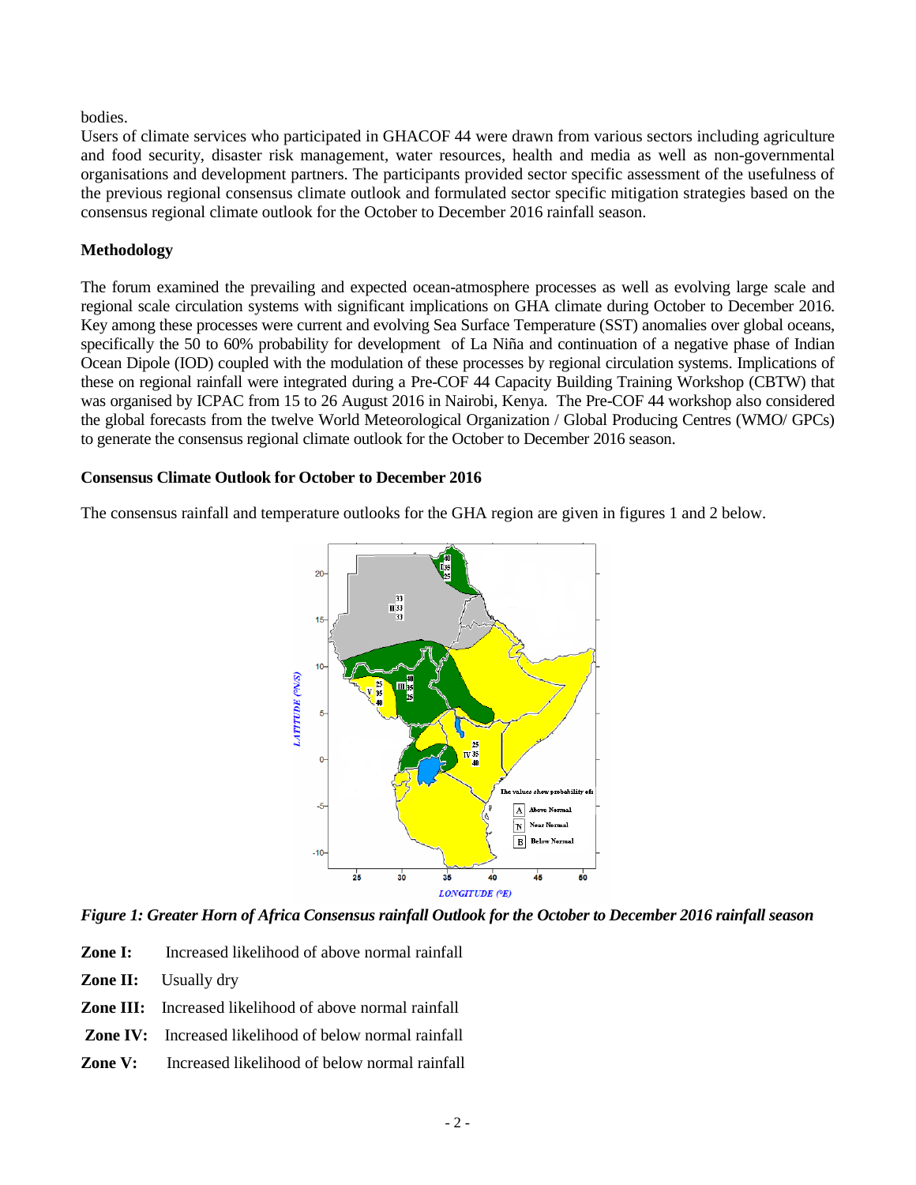bodies.

Users of climate services who participated in GHACOF 44 were drawn from various sectors including agriculture and food security, disaster risk management, water resources, health and media as well as non-governmental organisations and development partners. The participants provided sector specific assessment of the usefulness of the previous regional consensus climate outlook and formulated sector specific mitigation strategies based on the consensus regional climate outlook for the October to December 2016 rainfall season.

## Methodology

The forum examined the prevailing and expected ocean-atmosphere processes as well as evolving large scale and regional scale circulation systems with significant implications on GHA climate during October to December 2016. Key among these processes were current and evolving Sea Surface Temperature (SST) anomalies over global oceans, specifically the 50 to 60% probability for development of La Niña and continuation of a negative phase of Indian Ocean Dipole (IOD) coupled with the modulation of these processes by regional circulation systems. Implications of these on regional rainfall were integrated during a Pre-COF 44 Capacity Building Training Workshop (CBTW) that was organised by ICPAC from 15 to 26 August 2016 in Nairobi, Kenya. The Pre-COF 44 workshop also considered the global forecasts from the twelve World Meteorological Organization / Global Producing Centres (WMO/ GPCs) to generate the consensus regional climate outlook for the October to December 2016 season.

## Consensus Climate Outlook for October to December 2016

The consensus rainfall and temperature outlooks for the GHA region are given in figures 1 and 2 below.

***Figure 1: Greater Horn of Africa Consensus rainfall Outlook for the October to December 2016 rainfall season***

**Zone I:** Increased likelihood of above normal rainfall

**Zone II:** Usually dry

**Zone III:** Increased likelihood of above normal rainfall

**Zone IV:** Increased likelihood of below normal rainfall

**Zone V:** Increased likelihood of below normal rainfall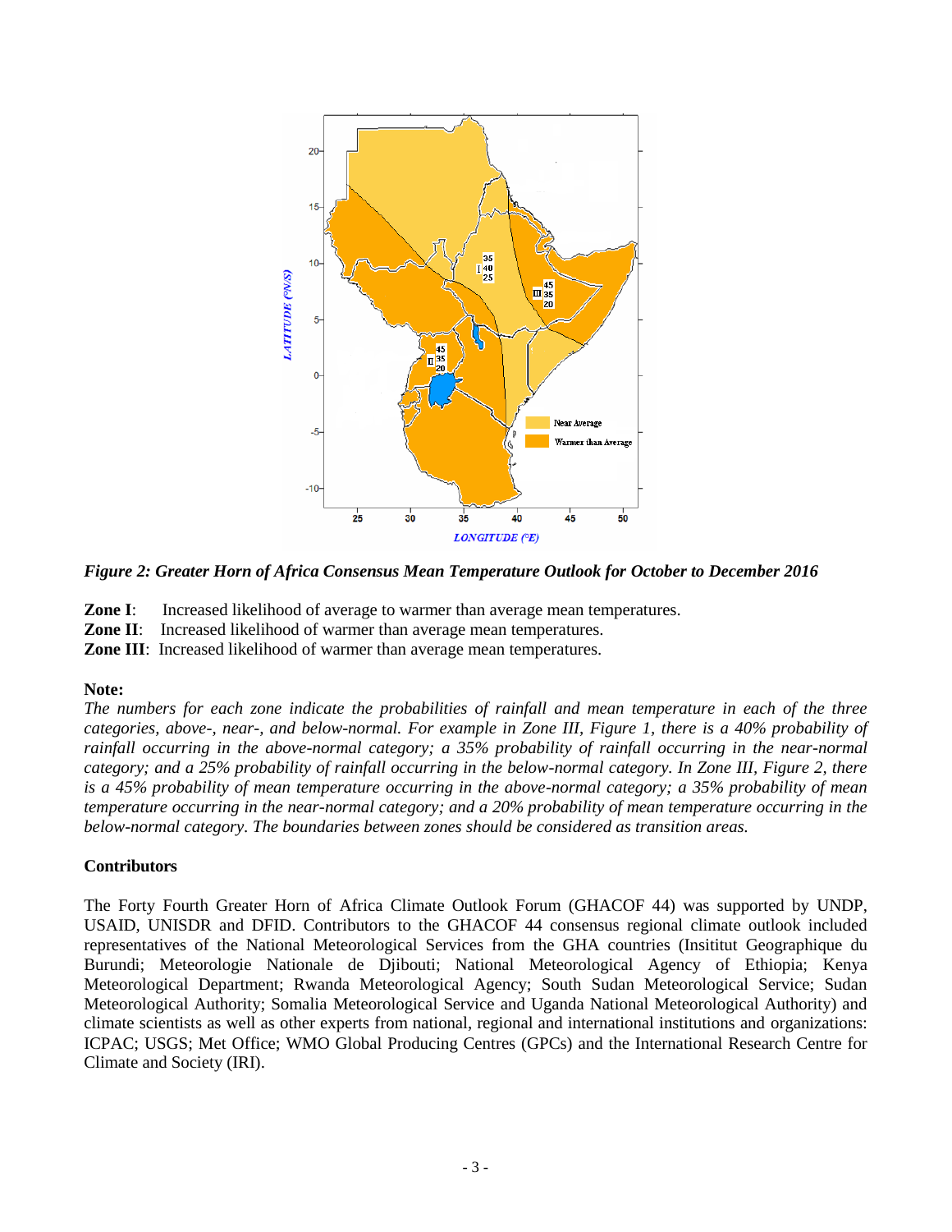20
15
10
5
0
-5
-10
25
30
35
40
45
50
LATITUDE (°N/S)
LONGITUDE (°E)
I 35 40 25
II 45 35 20
III 45 35 20
Near Average
Warmer than Average

*Figure 2: Greater Horn of Africa Consensus Mean Temperature Outlook for October to December 2016*

**Zone I**: Increased likelihood of average to warmer than average mean temperatures.
**Zone II**: Increased likelihood of warmer than average mean temperatures.
**Zone III**: Increased likelihood of warmer than average mean temperatures.

**Note:**
*The numbers for each zone indicate the probabilities of rainfall and mean temperature in each of the three categories, above-, near-, and below-normal. For example in Zone III, Figure 1, there is a 40% probability of rainfall occurring in the above-normal category; a 35% probability of rainfall occurring in the near-normal category; and a 25% probability of rainfall occurring in the below-normal category. In Zone III, Figure 2, there is a 45% probability of mean temperature occurring in the above-normal category; a 35% probability of mean temperature occurring in the near-normal category; and a 20% probability of mean temperature occurring in the below-normal category. The boundaries between zones should be considered as transition areas.*

**Contributors**

The Forty Fourth Greater Horn of Africa Climate Outlook Forum (GHACOF 44) was supported by UNDP, USAID, UNISDR and DFID. Contributors to the GHACOF 44 consensus regional climate outlook included representatives of the National Meteorological Services from the GHA countries (Insititut Geographique du Burundi; Meteorologie Nationale de Djibouti; National Meteorological Agency of Ethiopia; Kenya Meteorological Department; Rwanda Meteorological Agency; South Sudan Meteorological Service; Sudan Meteorological Authority; Somalia Meteorological Service and Uganda National Meteorological Authority) and climate scientists as well as other experts from national, regional and international institutions and organizations: ICPAC; USGS; Met Office; WMO Global Producing Centres (GPCs) and the International Research Centre for Climate and Society (IRI).